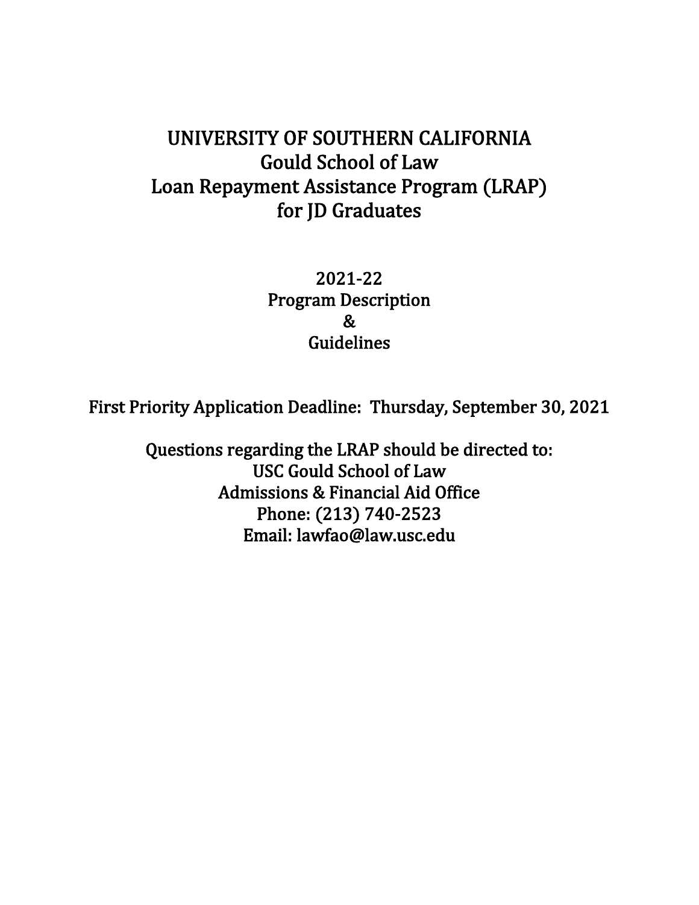# UNIVERSITY OF SOUTHERN CALIFORNIA
# Gould School of Law
# Loan Repayment Assistance Program (LRAP)
# for JD Graduates

## 2021-22
## Program Description
## &
## Guidelines

**First Priority Application Deadline: Thursday, September 30, 2021**

Questions regarding the LRAP should be directed to:
USC Gould School of Law
Admissions & Financial Aid Office
Phone: (213) 740-2523
Email: lawfao@law.usc.edu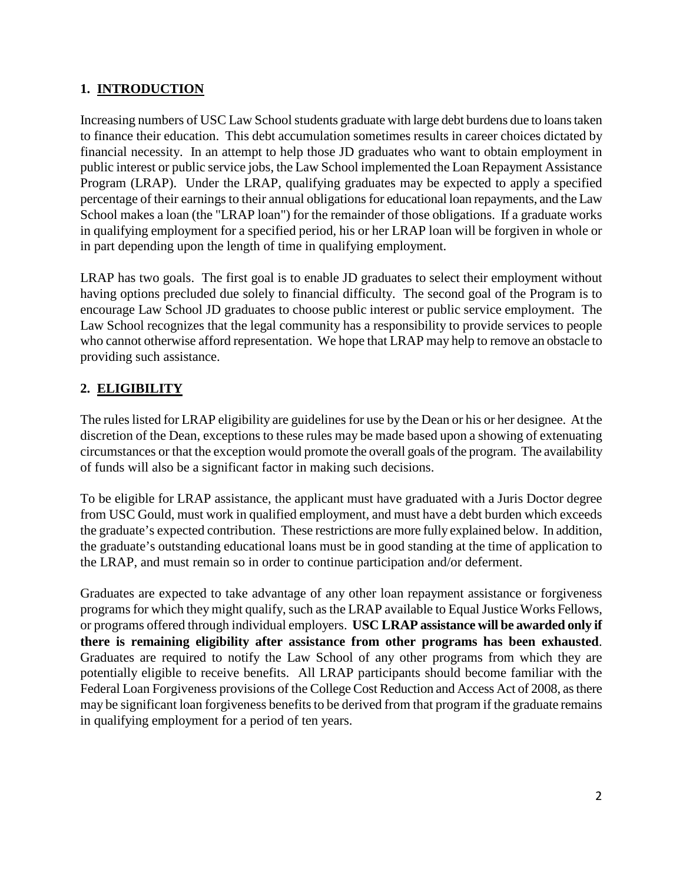## 1. INTRODUCTION

Increasing numbers of USC Law School students graduate with large debt burdens due to loans taken to finance their education. This debt accumulation sometimes results in career choices dictated by financial necessity. In an attempt to help those JD graduates who want to obtain employment in public interest or public service jobs, the Law School implemented the Loan Repayment Assistance Program (LRAP). Under the LRAP, qualifying graduates may be expected to apply a specified percentage of their earnings to their annual obligations for educational loan repayments, and the Law School makes a loan (the "LRAP loan") for the remainder of those obligations. If a graduate works in qualifying employment for a specified period, his or her LRAP loan will be forgiven in whole or in part depending upon the length of time in qualifying employment.

LRAP has two goals. The first goal is to enable JD graduates to select their employment without having options precluded due solely to financial difficulty. The second goal of the Program is to encourage Law School JD graduates to choose public interest or public service employment. The Law School recognizes that the legal community has a responsibility to provide services to people who cannot otherwise afford representation. We hope that LRAP may help to remove an obstacle to providing such assistance.

## 2. ELIGIBILITY

The rules listed for LRAP eligibility are guidelines for use by the Dean or his or her designee. At the discretion of the Dean, exceptions to these rules may be made based upon a showing of extenuating circumstances or that the exception would promote the overall goals of the program. The availability of funds will also be a significant factor in making such decisions.

To be eligible for LRAP assistance, the applicant must have graduated with a Juris Doctor degree from USC Gould, must work in qualified employment, and must have a debt burden which exceeds the graduate's expected contribution. These restrictions are more fully explained below. In addition, the graduate's outstanding educational loans must be in good standing at the time of application to the LRAP, and must remain so in order to continue participation and/or deferment.

Graduates are expected to take advantage of any other loan repayment assistance or forgiveness programs for which they might qualify, such as the LRAP available to Equal Justice Works Fellows, or programs offered through individual employers. **USC LRAP assistance will be awarded only if there is remaining eligibility after assistance from other programs has been exhausted**. Graduates are required to notify the Law School of any other programs from which they are potentially eligible to receive benefits. All LRAP participants should become familiar with the Federal Loan Forgiveness provisions of the College Cost Reduction and Access Act of 2008, as there may be significant loan forgiveness benefits to be derived from that program if the graduate remains in qualifying employment for a period of ten years.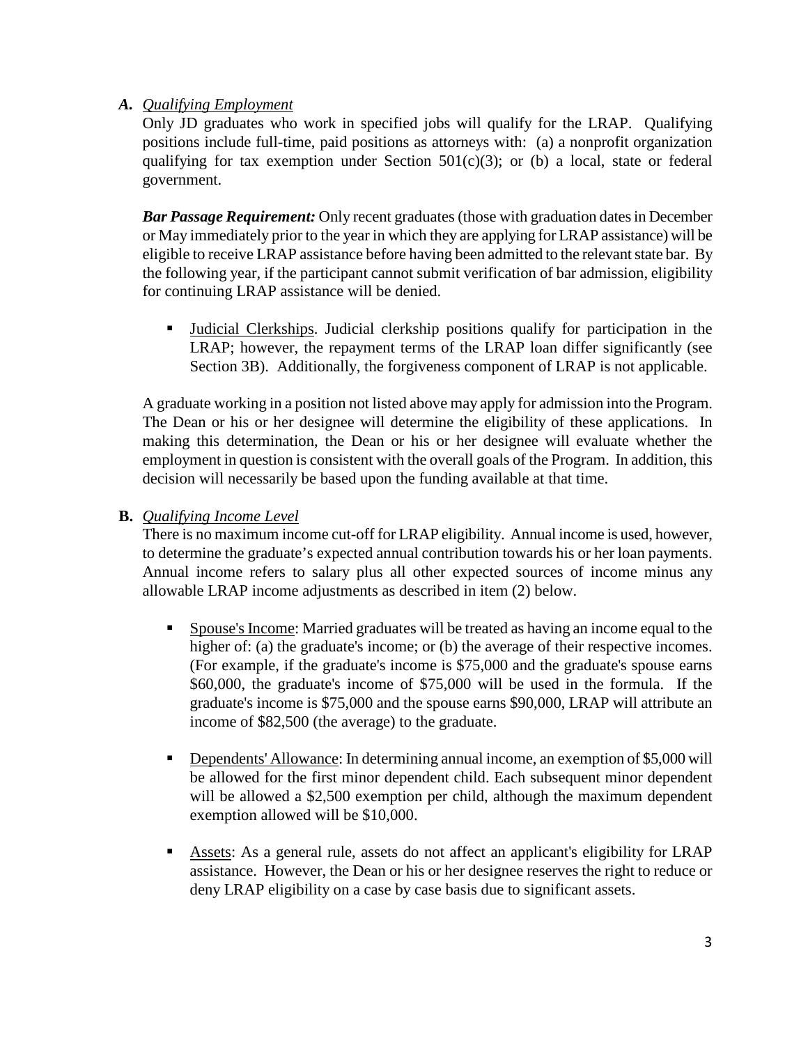### A. *Qualifying Employment*

Only JD graduates who work in specified jobs will qualify for the LRAP. Qualifying positions include full-time, paid positions as attorneys with: (a) a nonprofit organization qualifying for tax exemption under Section 501(c)(3); or (b) a local, state or federal government.

***Bar Passage Requirement:*** Only recent graduates (those with graduation dates in December or May immediately prior to the year in which they are applying for LRAP assistance) will be eligible to receive LRAP assistance before having been admitted to the relevant state bar. By the following year, if the participant cannot submit verification of bar admission, eligibility for continuing LRAP assistance will be denied.

- Judicial Clerkships. Judicial clerkship positions qualify for participation in the LRAP; however, the repayment terms of the LRAP loan differ significantly (see Section 3B). Additionally, the forgiveness component of LRAP is not applicable.

A graduate working in a position not listed above may apply for admission into the Program. The Dean or his or her designee will determine the eligibility of these applications. In making this determination, the Dean or his or her designee will evaluate whether the employment in question is consistent with the overall goals of the Program. In addition, this decision will necessarily be based upon the funding available at that time.

### B. *Qualifying Income Level*

There is no maximum income cut-off for LRAP eligibility. Annual income is used, however, to determine the graduate's expected annual contribution towards his or her loan payments. Annual income refers to salary plus all other expected sources of income minus any allowable LRAP income adjustments as described in item (2) below.

- Spouse's Income: Married graduates will be treated as having an income equal to the higher of: (a) the graduate's income; or (b) the average of their respective incomes. (For example, if the graduate's income is $75,000 and the graduate's spouse earns $60,000, the graduate's income of $75,000 will be used in the formula. If the graduate's income is $75,000 and the spouse earns $90,000, LRAP will attribute an income of $82,500 (the average) to the graduate.

- Dependents' Allowance: In determining annual income, an exemption of $5,000 will be allowed for the first minor dependent child. Each subsequent minor dependent will be allowed a $2,500 exemption per child, although the maximum dependent exemption allowed will be $10,000.

- Assets: As a general rule, assets do not affect an applicant's eligibility for LRAP assistance. However, the Dean or his or her designee reserves the right to reduce or deny LRAP eligibility on a case by case basis due to significant assets.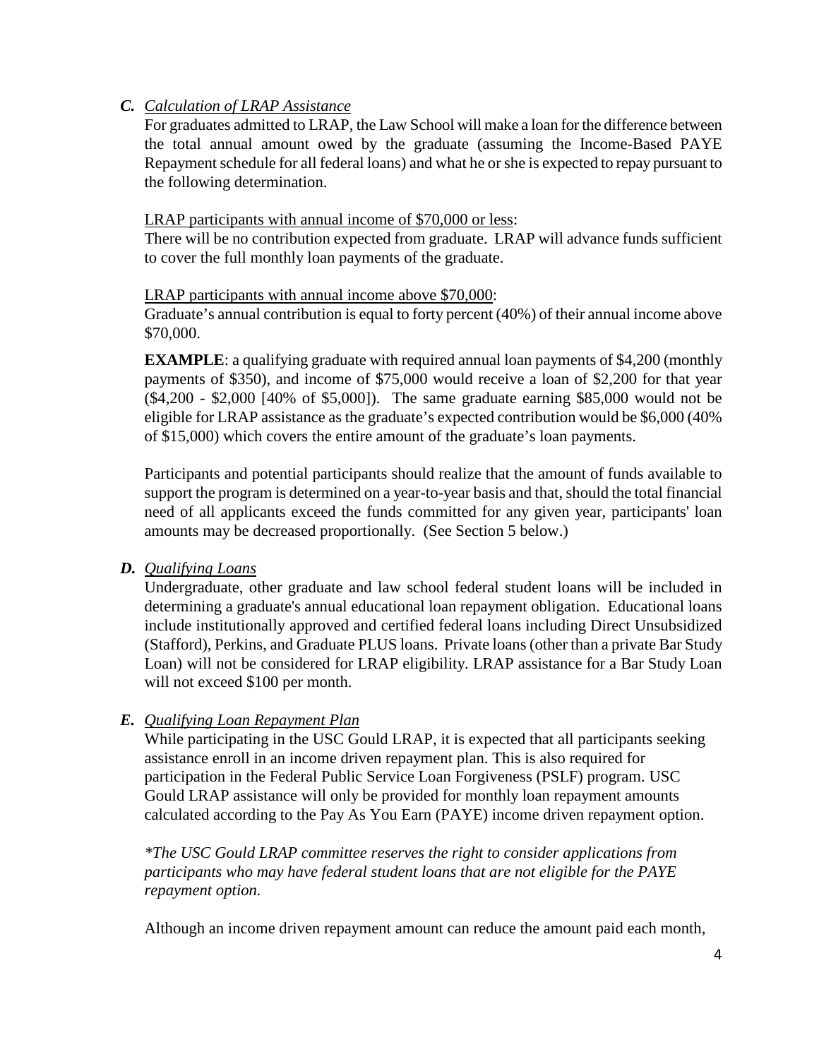***C.*** *Calculation of LRAP Assistance*

For graduates admitted to LRAP, the Law School will make a loan for the difference between the total annual amount owed by the graduate (assuming the Income-Based PAYE Repayment schedule for all federal loans) and what he or she is expected to repay pursuant to the following determination.

LRAP participants with annual income of $70,000 or less:
There will be no contribution expected from graduate. LRAP will advance funds sufficient to cover the full monthly loan payments of the graduate.

LRAP participants with annual income above $70,000:
Graduate's annual contribution is equal to forty percent (40%) of their annual income above $70,000.

**EXAMPLE**: a qualifying graduate with required annual loan payments of $4,200 (monthly payments of $350), and income of $75,000 would receive a loan of $2,200 for that year ($4,200 - $2,000 [40% of $5,000]). The same graduate earning $85,000 would not be eligible for LRAP assistance as the graduate's expected contribution would be $6,000 (40% of $15,000) which covers the entire amount of the graduate's loan payments.

Participants and potential participants should realize that the amount of funds available to support the program is determined on a year-to-year basis and that, should the total financial need of all applicants exceed the funds committed for any given year, participants' loan amounts may be decreased proportionally. (See Section 5 below.)

***D.*** *Qualifying Loans*

Undergraduate, other graduate and law school federal student loans will be included in determining a graduate's annual educational loan repayment obligation. Educational loans include institutionally approved and certified federal loans including Direct Unsubsidized (Stafford), Perkins, and Graduate PLUS loans. Private loans (other than a private Bar Study Loan) will not be considered for LRAP eligibility. LRAP assistance for a Bar Study Loan will not exceed $100 per month.

***E.*** *Qualifying Loan Repayment Plan*

While participating in the USC Gould LRAP, it is expected that all participants seeking assistance enroll in an income driven repayment plan. This is also required for participation in the Federal Public Service Loan Forgiveness (PSLF) program. USC Gould LRAP assistance will only be provided for monthly loan repayment amounts calculated according to the Pay As You Earn (PAYE) income driven repayment option.

*\*The USC Gould LRAP committee reserves the right to consider applications from participants who may have federal student loans that are not eligible for the PAYE repayment option.*

Although an income driven repayment amount can reduce the amount paid each month,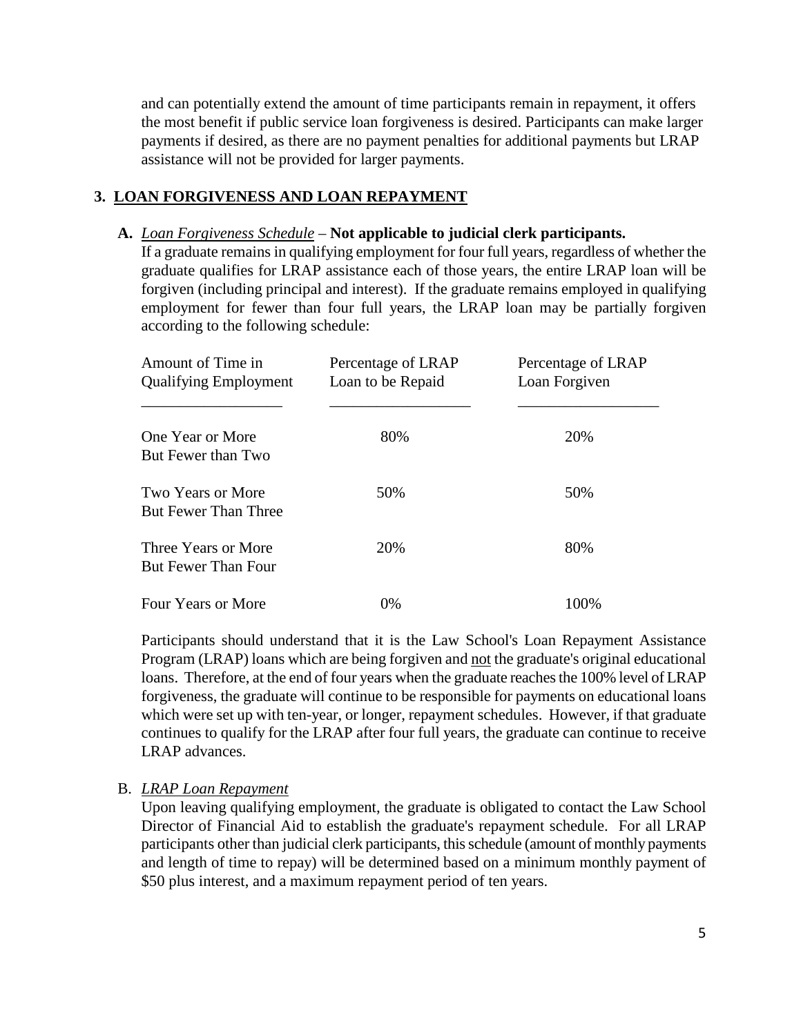and can potentially extend the amount of time participants remain in repayment, it offers the most benefit if public service loan forgiveness is desired. Participants can make larger payments if desired, as there are no payment penalties for additional payments but LRAP assistance will not be provided for larger payments.

## 3. LOAN FORGIVENESS AND LOAN REPAYMENT

**A.** *Loan Forgiveness Schedule* – **Not applicable to judicial clerk participants.**

If a graduate remains in qualifying employment for four full years, regardless of whether the graduate qualifies for LRAP assistance each of those years, the entire LRAP loan will be forgiven (including principal and interest). If the graduate remains employed in qualifying employment for fewer than four full years, the LRAP loan may be partially forgiven according to the following schedule:

| Amount of Time in Qualifying Employment | Percentage of LRAP Loan to be Repaid | Percentage of LRAP Loan Forgiven |
|---|---|---|
| One Year or More But Fewer than Two | 80% | 20% |
| Two Years or More But Fewer Than Three | 50% | 50% |
| Three Years or More But Fewer Than Four | 20% | 80% |
| Four Years or More | 0% | 100% |

Participants should understand that it is the Law School's Loan Repayment Assistance Program (LRAP) loans which are being forgiven and not the graduate's original educational loans. Therefore, at the end of four years when the graduate reaches the 100% level of LRAP forgiveness, the graduate will continue to be responsible for payments on educational loans which were set up with ten-year, or longer, repayment schedules. However, if that graduate continues to qualify for the LRAP after four full years, the graduate can continue to receive LRAP advances.

B. *LRAP Loan Repayment*

Upon leaving qualifying employment, the graduate is obligated to contact the Law School Director of Financial Aid to establish the graduate's repayment schedule. For all LRAP participants other than judicial clerk participants, this schedule (amount of monthly payments and length of time to repay) will be determined based on a minimum monthly payment of \$50 plus interest, and a maximum repayment period of ten years.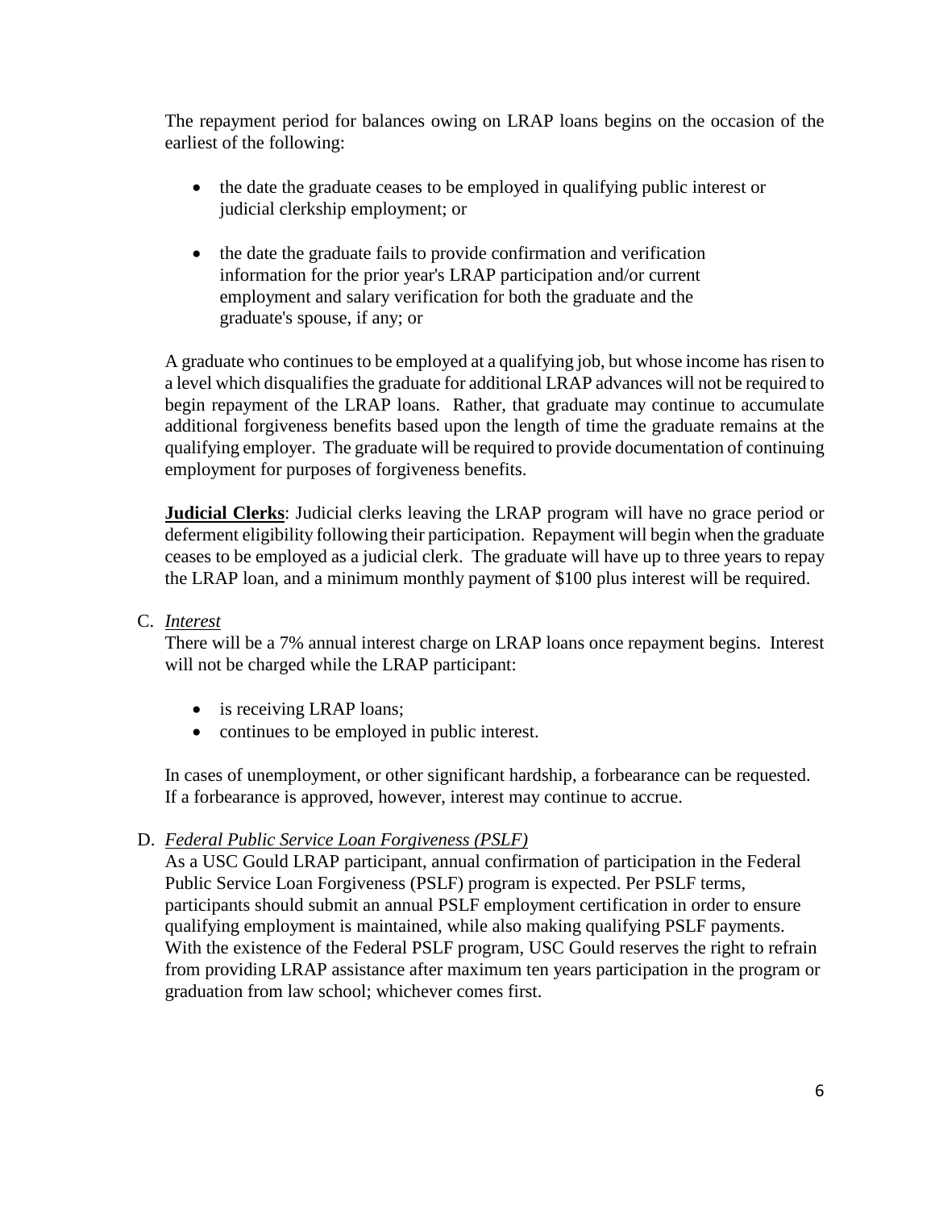The repayment period for balances owing on LRAP loans begins on the occasion of the earliest of the following:

- the date the graduate ceases to be employed in qualifying public interest or judicial clerkship employment; or
- the date the graduate fails to provide confirmation and verification information for the prior year's LRAP participation and/or current employment and salary verification for both the graduate and the graduate's spouse, if any; or

A graduate who continues to be employed at a qualifying job, but whose income has risen to a level which disqualifies the graduate for additional LRAP advances will not be required to begin repayment of the LRAP loans. Rather, that graduate may continue to accumulate additional forgiveness benefits based upon the length of time the graduate remains at the qualifying employer. The graduate will be required to provide documentation of continuing employment for purposes of forgiveness benefits.

**Judicial Clerks**: Judicial clerks leaving the LRAP program will have no grace period or deferment eligibility following their participation. Repayment will begin when the graduate ceases to be employed as a judicial clerk. The graduate will have up to three years to repay the LRAP loan, and a minimum monthly payment of $100 plus interest will be required.

C. *Interest*

There will be a 7% annual interest charge on LRAP loans once repayment begins. Interest will not be charged while the LRAP participant:

- is receiving LRAP loans;
- continues to be employed in public interest.

In cases of unemployment, or other significant hardship, a forbearance can be requested. If a forbearance is approved, however, interest may continue to accrue.

D. *Federal Public Service Loan Forgiveness (PSLF)*

As a USC Gould LRAP participant, annual confirmation of participation in the Federal Public Service Loan Forgiveness (PSLF) program is expected. Per PSLF terms, participants should submit an annual PSLF employment certification in order to ensure qualifying employment is maintained, while also making qualifying PSLF payments. With the existence of the Federal PSLF program, USC Gould reserves the right to refrain from providing LRAP assistance after maximum ten years participation in the program or graduation from law school; whichever comes first.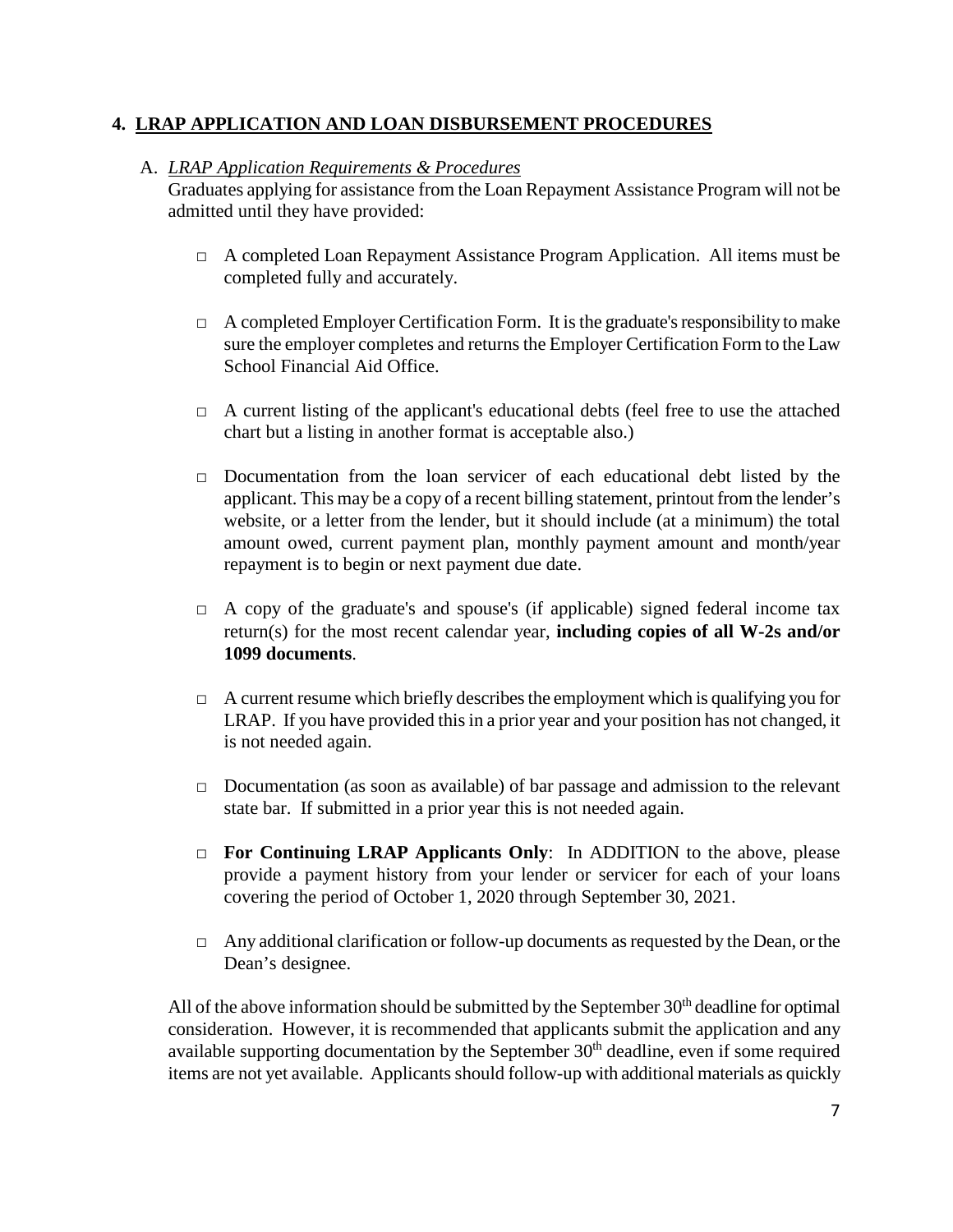## 4. LRAP APPLICATION AND LOAN DISBURSEMENT PROCEDURES

A. *LRAP Application Requirements & Procedures*

Graduates applying for assistance from the Loan Repayment Assistance Program will not be admitted until they have provided:

- □ A completed Loan Repayment Assistance Program Application. All items must be completed fully and accurately.
- □ A completed Employer Certification Form. It is the graduate's responsibility to make sure the employer completes and returns the Employer Certification Form to the Law School Financial Aid Office.
- □ A current listing of the applicant's educational debts (feel free to use the attached chart but a listing in another format is acceptable also.)
- □ Documentation from the loan servicer of each educational debt listed by the applicant. This may be a copy of a recent billing statement, printout from the lender's website, or a letter from the lender, but it should include (at a minimum) the total amount owed, current payment plan, monthly payment amount and month/year repayment is to begin or next payment due date.
- □ A copy of the graduate's and spouse's (if applicable) signed federal income tax return(s) for the most recent calendar year, **including copies of all W-2s and/or 1099 documents**.
- □ A current resume which briefly describes the employment which is qualifying you for LRAP. If you have provided this in a prior year and your position has not changed, it is not needed again.
- □ Documentation (as soon as available) of bar passage and admission to the relevant state bar. If submitted in a prior year this is not needed again.
- □ **For Continuing LRAP Applicants Only**: In ADDITION to the above, please provide a payment history from your lender or servicer for each of your loans covering the period of October 1, 2020 through September 30, 2021.
- □ Any additional clarification or follow-up documents as requested by the Dean, or the Dean's designee.

All of the above information should be submitted by the September 30th deadline for optimal consideration. However, it is recommended that applicants submit the application and any available supporting documentation by the September 30th deadline, even if some required items are not yet available. Applicants should follow-up with additional materials as quickly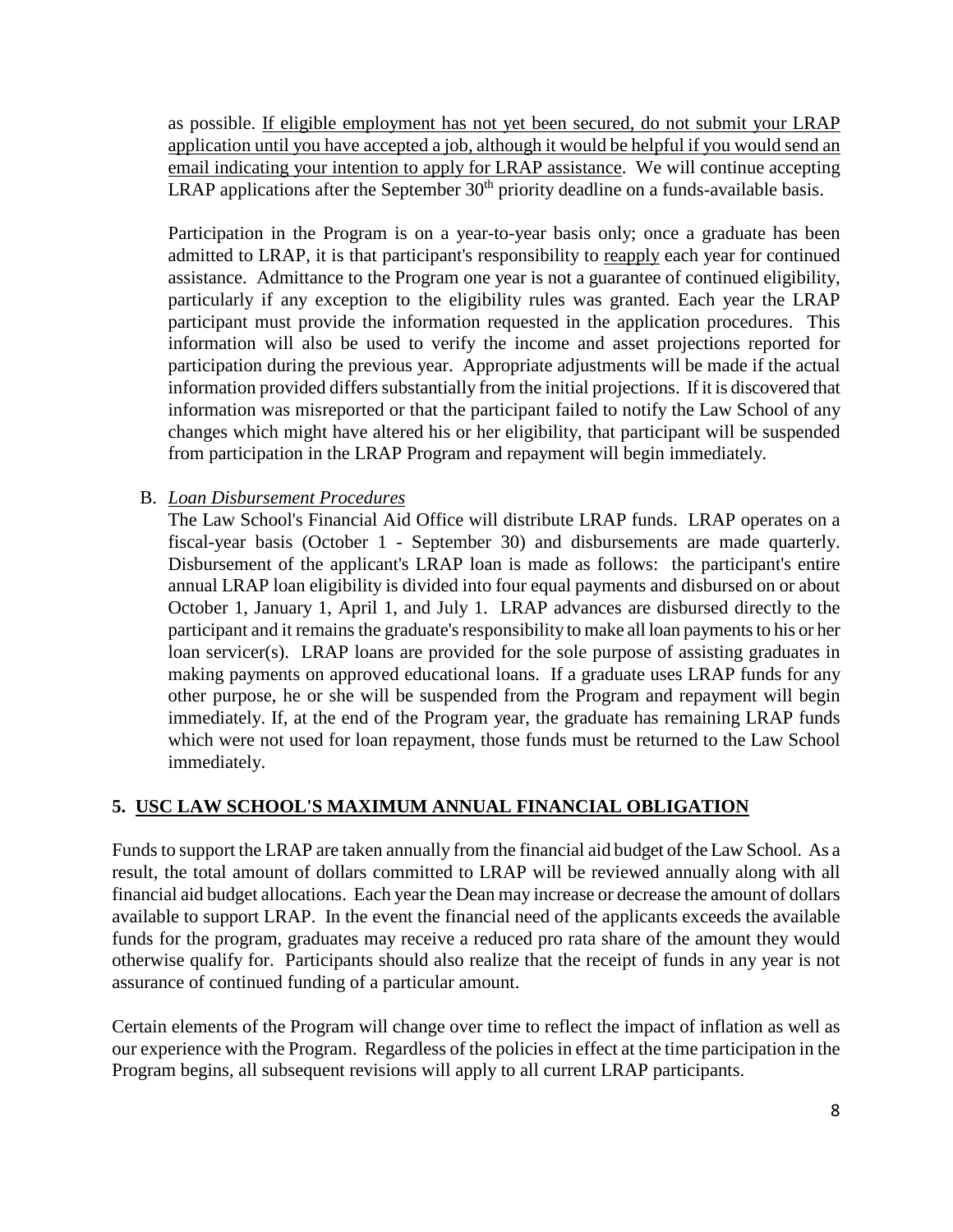as possible. <u>If eligible employment has not yet been secured, do not submit your LRAP application until you have accepted a job, although it would be helpful if you would send an email indicating your intention to apply for LRAP assistance</u>. We will continue accepting LRAP applications after the September 30th priority deadline on a funds-available basis.

Participation in the Program is on a year-to-year basis only; once a graduate has been admitted to LRAP, it is that participant's responsibility to <u>reapply</u> each year for continued assistance. Admittance to the Program one year is not a guarantee of continued eligibility, particularly if any exception to the eligibility rules was granted. Each year the LRAP participant must provide the information requested in the application procedures. This information will also be used to verify the income and asset projections reported for participation during the previous year. Appropriate adjustments will be made if the actual information provided differs substantially from the initial projections. If it is discovered that information was misreported or that the participant failed to notify the Law School of any changes which might have altered his or her eligibility, that participant will be suspended from participation in the LRAP Program and repayment will begin immediately.

B. <u>*Loan Disbursement Procedures*</u>

The Law School's Financial Aid Office will distribute LRAP funds. LRAP operates on a fiscal-year basis (October 1 - September 30) and disbursements are made quarterly. Disbursement of the applicant's LRAP loan is made as follows: the participant's entire annual LRAP loan eligibility is divided into four equal payments and disbursed on or about October 1, January 1, April 1, and July 1. LRAP advances are disbursed directly to the participant and it remains the graduate's responsibility to make all loan payments to his or her loan servicer(s). LRAP loans are provided for the sole purpose of assisting graduates in making payments on approved educational loans. If a graduate uses LRAP funds for any other purpose, he or she will be suspended from the Program and repayment will begin immediately. If, at the end of the Program year, the graduate has remaining LRAP funds which were not used for loan repayment, those funds must be returned to the Law School immediately.

## 5. <u>USC LAW SCHOOL'S MAXIMUM ANNUAL FINANCIAL OBLIGATION</u>

Funds to support the LRAP are taken annually from the financial aid budget of the Law School. As a result, the total amount of dollars committed to LRAP will be reviewed annually along with all financial aid budget allocations. Each year the Dean may increase or decrease the amount of dollars available to support LRAP. In the event the financial need of the applicants exceeds the available funds for the program, graduates may receive a reduced pro rata share of the amount they would otherwise qualify for. Participants should also realize that the receipt of funds in any year is not assurance of continued funding of a particular amount.

Certain elements of the Program will change over time to reflect the impact of inflation as well as our experience with the Program. Regardless of the policies in effect at the time participation in the Program begins, all subsequent revisions will apply to all current LRAP participants.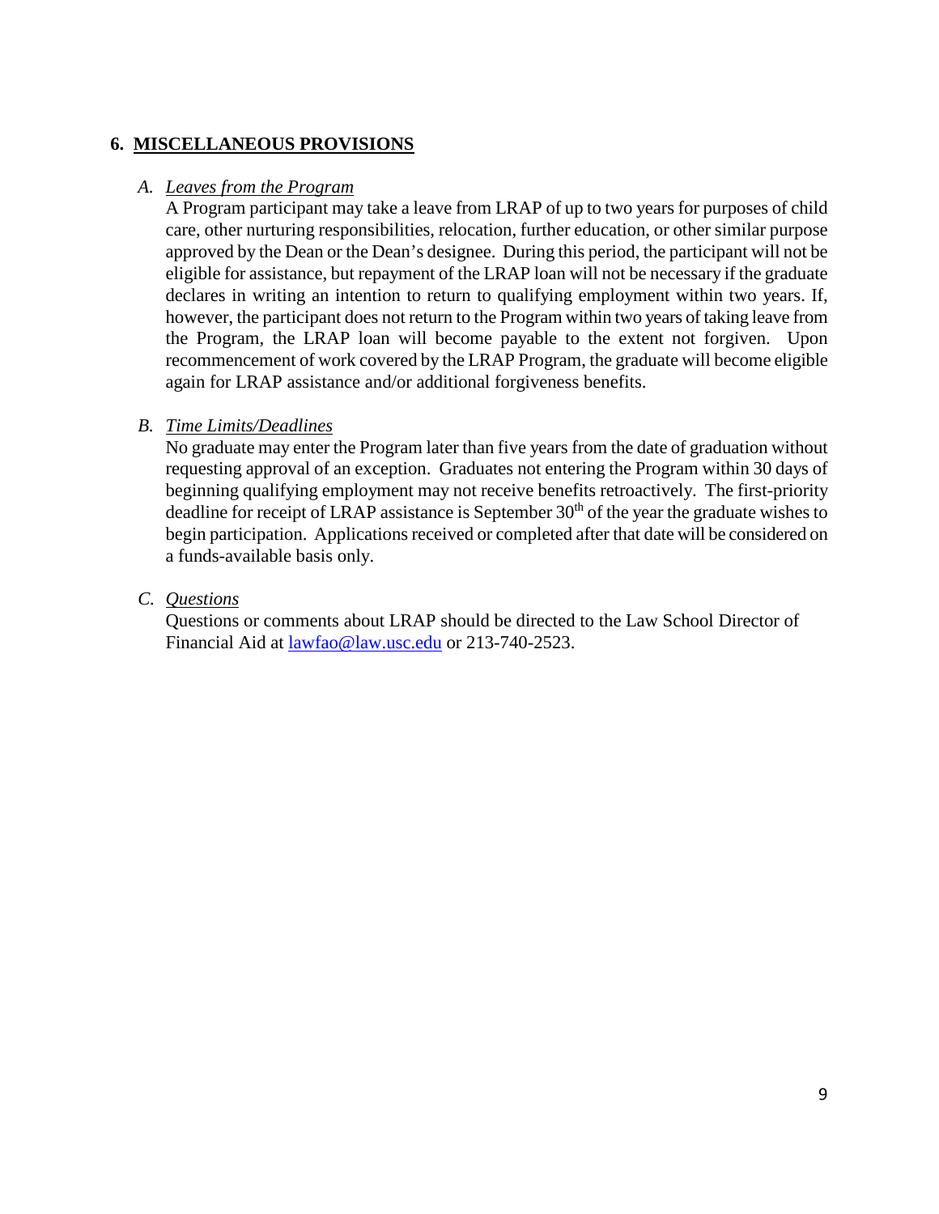## 6. MISCELLANEOUS PROVISIONS

### A. *Leaves from the Program*

A Program participant may take a leave from LRAP of up to two years for purposes of child care, other nurturing responsibilities, relocation, further education, or other similar purpose approved by the Dean or the Dean's designee. During this period, the participant will not be eligible for assistance, but repayment of the LRAP loan will not be necessary if the graduate declares in writing an intention to return to qualifying employment within two years. If, however, the participant does not return to the Program within two years of taking leave from the Program, the LRAP loan will become payable to the extent not forgiven. Upon recommencement of work covered by the LRAP Program, the graduate will become eligible again for LRAP assistance and/or additional forgiveness benefits.

### B. *Time Limits/Deadlines*

No graduate may enter the Program later than five years from the date of graduation without requesting approval of an exception. Graduates not entering the Program within 30 days of beginning qualifying employment may not receive benefits retroactively. The first-priority deadline for receipt of LRAP assistance is September 30th of the year the graduate wishes to begin participation. Applications received or completed after that date will be considered on a funds-available basis only.

### C. *Questions*

Questions or comments about LRAP should be directed to the Law School Director of Financial Aid at [lawfao@law.usc.edu](mailto:lawfao@law.usc.edu) or 213-740-2523.